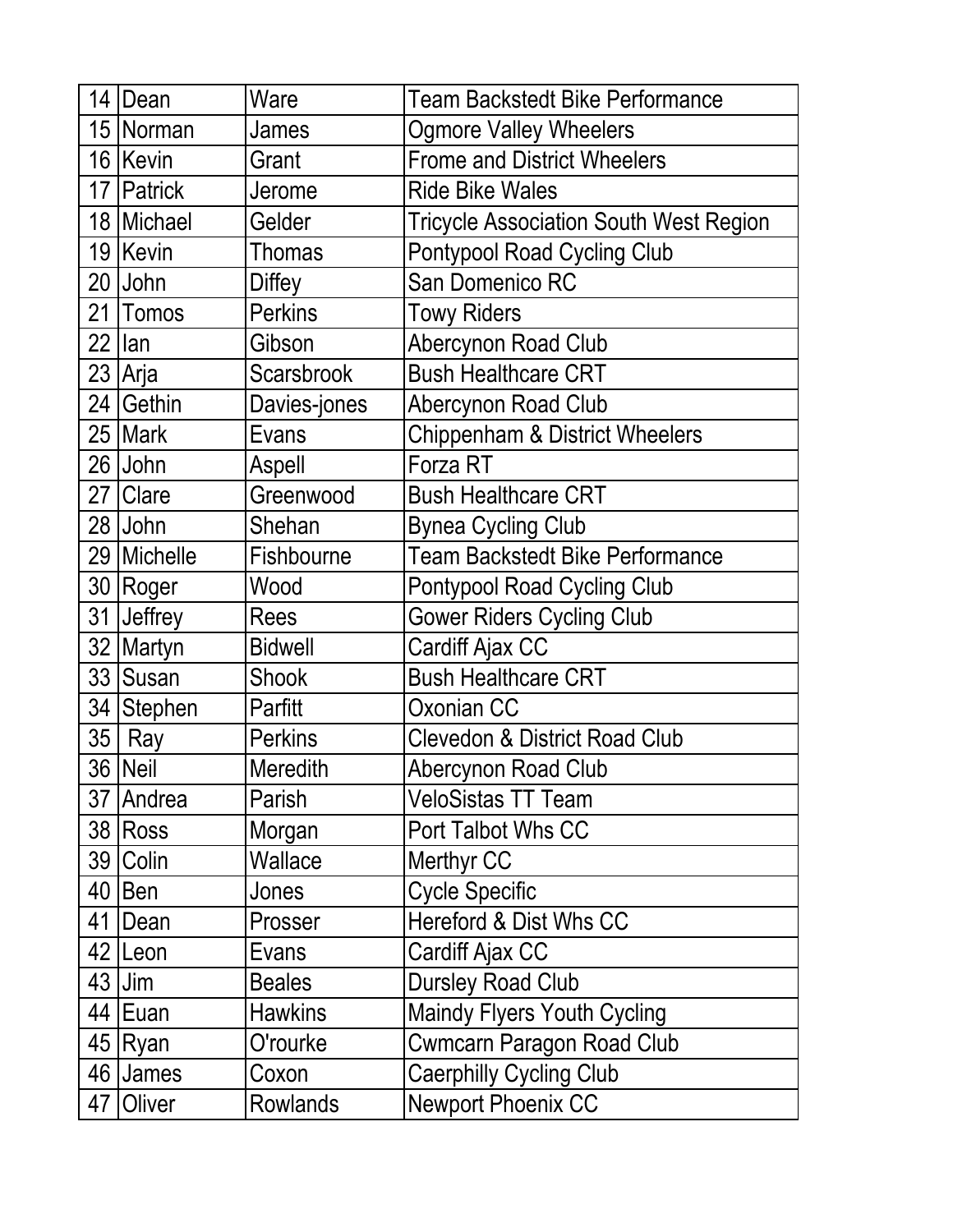| 14 | Dean | Ware | Team Backstedt Bike Performance |
|---|---|---|---|
| 15 | Norman | James | Ogmore Valley Wheelers |
| 16 | Kevin | Grant | Frome and District Wheelers |
| 17 | Patrick | Jerome | Ride Bike Wales |
| 18 | Michael | Gelder | Tricycle Association South West Region |
| 19 | Kevin | Thomas | Pontypool Road Cycling Club |
| 20 | John | Diffey | San Domenico RC |
| 21 | Tomos | Perkins | Towy Riders |
| 22 | Ian | Gibson | Abercynon Road Club |
| 23 | Arja | Scarsbrook | Bush Healthcare CRT |
| 24 | Gethin | Davies-jones | Abercynon Road Club |
| 25 | Mark | Evans | Chippenham & District Wheelers |
| 26 | John | Aspell | Forza RT |
| 27 | Clare | Greenwood | Bush Healthcare CRT |
| 28 | John | Shehan | Bynea Cycling Club |
| 29 | Michelle | Fishbourne | Team Backstedt Bike Performance |
| 30 | Roger | Wood | Pontypool Road Cycling Club |
| 31 | Jeffrey | Rees | Gower Riders Cycling Club |
| 32 | Martyn | Bidwell | Cardiff Ajax CC |
| 33 | Susan | Shook | Bush Healthcare CRT |
| 34 | Stephen | Parfitt | Oxonian CC |
| 35 | Ray | Perkins | Clevedon & District Road Club |
| 36 | Neil | Meredith | Abercynon Road Club |
| 37 | Andrea | Parish | VeloSistas TT Team |
| 38 | Ross | Morgan | Port Talbot Whs CC |
| 39 | Colin | Wallace | Merthyr CC |
| 40 | Ben | Jones | Cycle Specific |
| 41 | Dean | Prosser | Hereford & Dist Whs CC |
| 42 | Leon | Evans | Cardiff Ajax CC |
| 43 | Jim | Beales | Dursley Road Club |
| 44 | Euan | Hawkins | Maindy Flyers Youth Cycling |
| 45 | Ryan | O'rourke | Cwmcarn Paragon Road Club |
| 46 | James | Coxon | Caerphilly Cycling Club |
| 47 | Oliver | Rowlands | Newport Phoenix CC |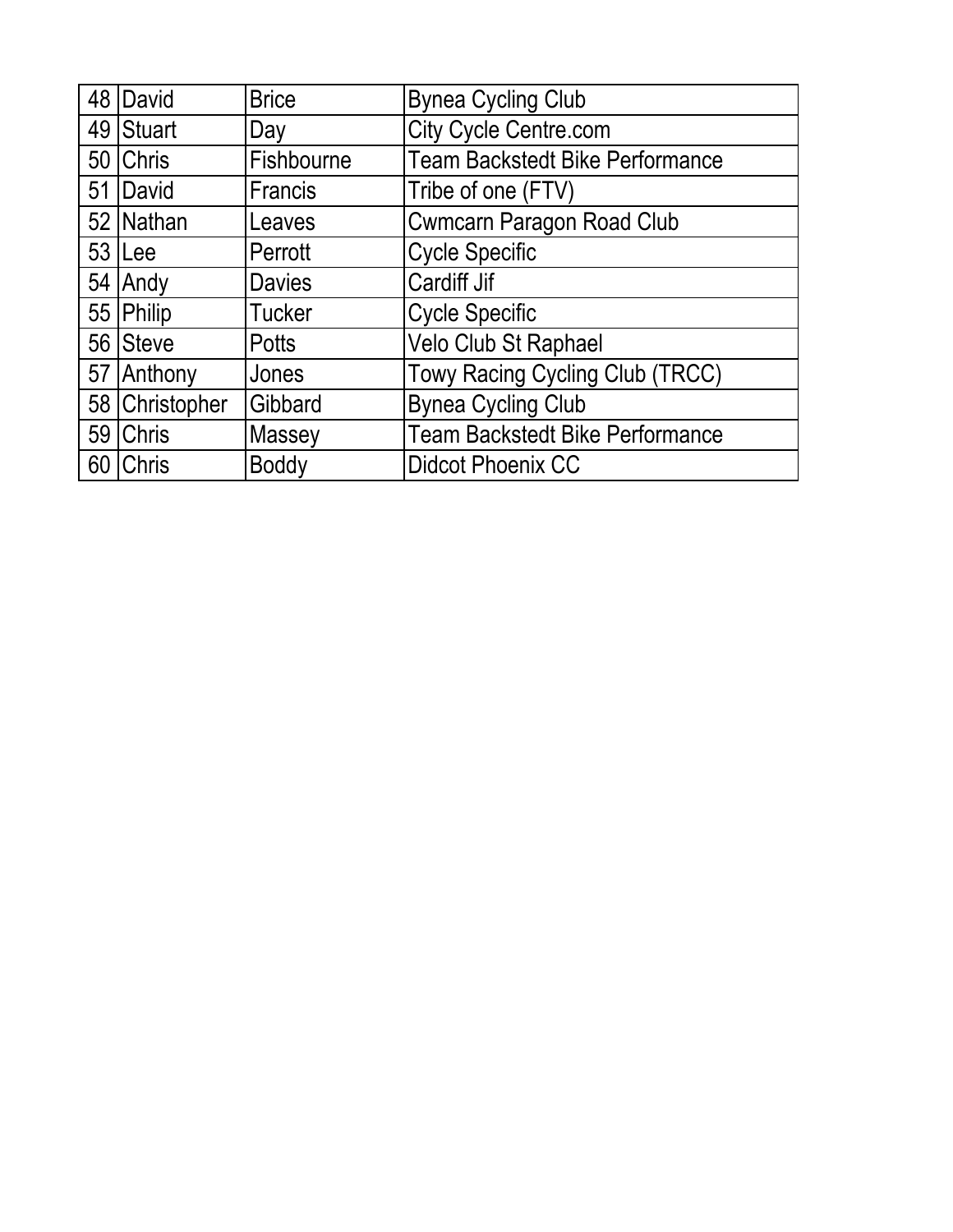| | | | |
|---|---|---|---|
| 48 | David | Brice | Bynea Cycling Club |
| 49 | Stuart | Day | City Cycle Centre.com |
| 50 | Chris | Fishbourne | Team Backstedt Bike Performance |
| 51 | David | Francis | Tribe of one (FTV) |
| 52 | Nathan | Leaves | Cwmcarn Paragon Road Club |
| 53 | Lee | Perrott | Cycle Specific |
| 54 | Andy | Davies | Cardiff Jif |
| 55 | Philip | Tucker | Cycle Specific |
| 56 | Steve | Potts | Velo Club St Raphael |
| 57 | Anthony | Jones | Towy Racing Cycling Club (TRCC) |
| 58 | Christopher | Gibbard | Bynea Cycling Club |
| 59 | Chris | Massey | Team Backstedt Bike Performance |
| 60 | Chris | Boddy | Didcot Phoenix CC |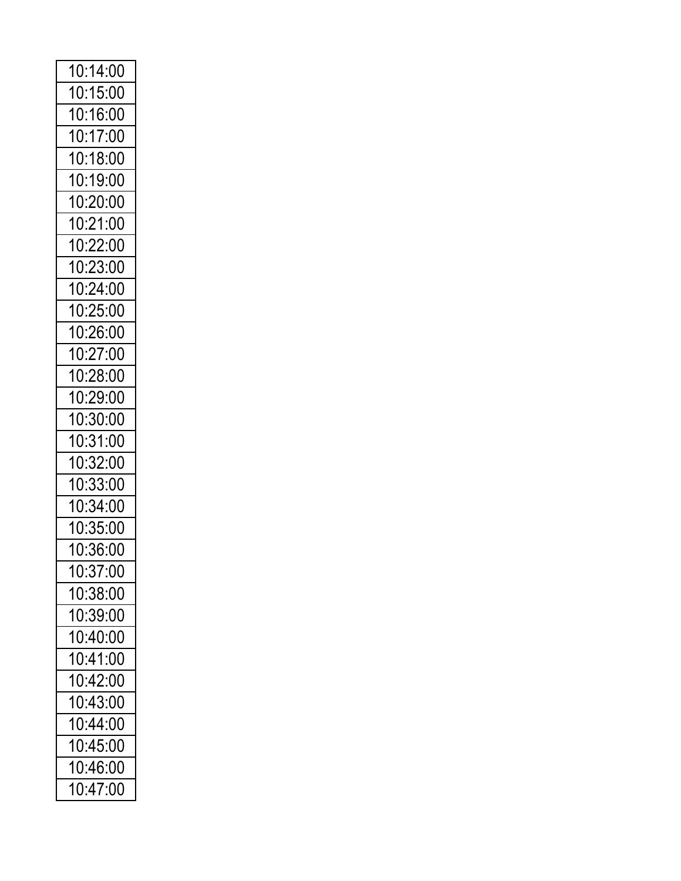| 10:14:00 |
|---|
| 10:15:00 |
| 10:16:00 |
| 10:17:00 |
| 10:18:00 |
| 10:19:00 |
| 10:20:00 |
| 10:21:00 |
| 10:22:00 |
| 10:23:00 |
| 10:24:00 |
| 10:25:00 |
| 10:26:00 |
| 10:27:00 |
| 10:28:00 |
| 10:29:00 |
| 10:30:00 |
| 10:31:00 |
| 10:32:00 |
| 10:33:00 |
| 10:34:00 |
| 10:35:00 |
| 10:36:00 |
| 10:37:00 |
| 10:38:00 |
| 10:39:00 |
| 10:40:00 |
| 10:41:00 |
| 10:42:00 |
| 10:43:00 |
| 10:44:00 |
| 10:45:00 |
| 10:46:00 |
| 10:47:00 |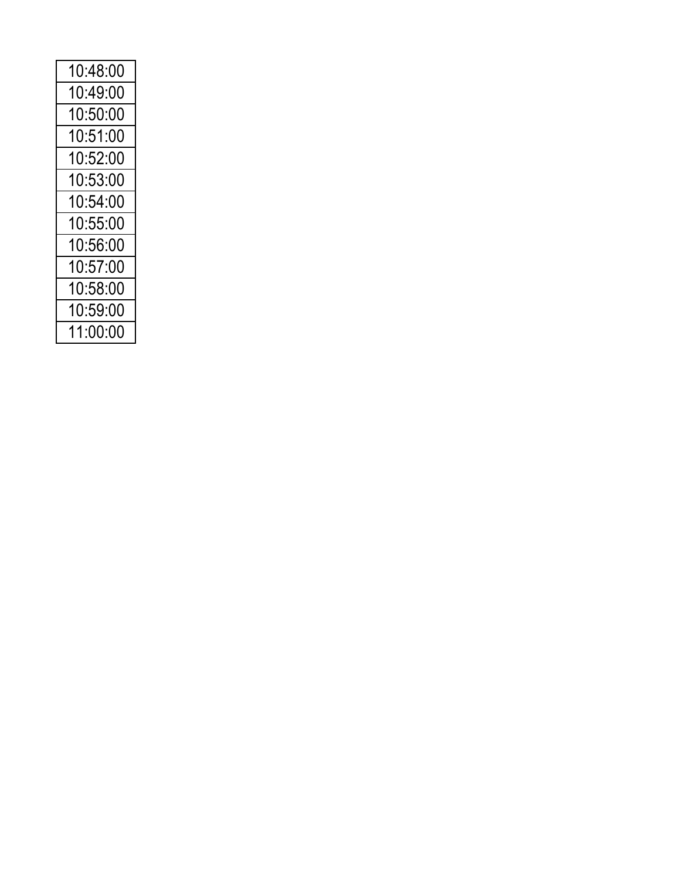| |
|---|
| 10:48:00 |
| 10:49:00 |
| 10:50:00 |
| 10:51:00 |
| 10:52:00 |
| 10:53:00 |
| 10:54:00 |
| 10:55:00 |
| 10:56:00 |
| 10:57:00 |
| 10:58:00 |
| 10:59:00 |
| 11:00:00 |